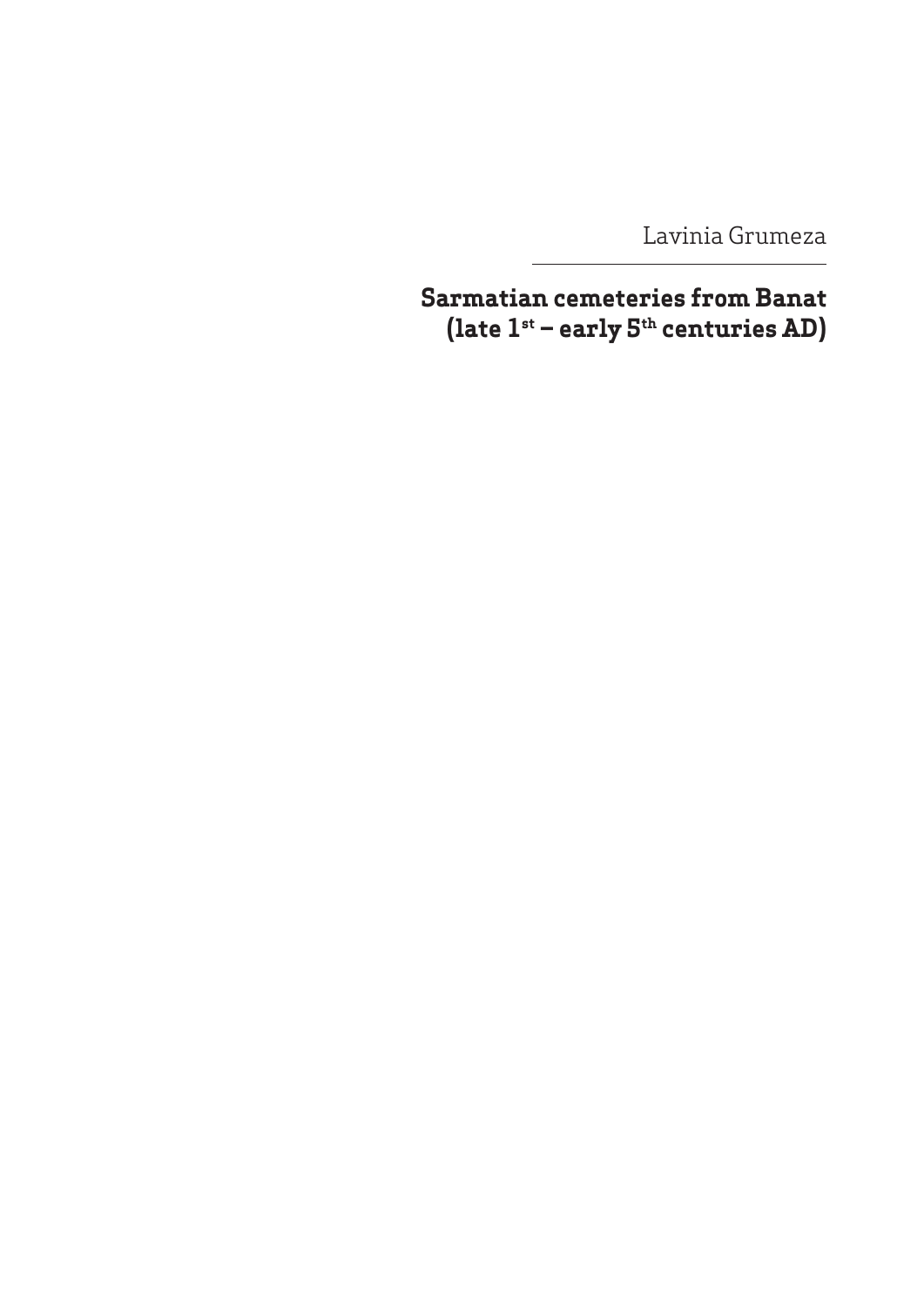Lavinia Grumeza

# Sarmatian cemeteries from Banat (late 1st – early 5th centuries AD)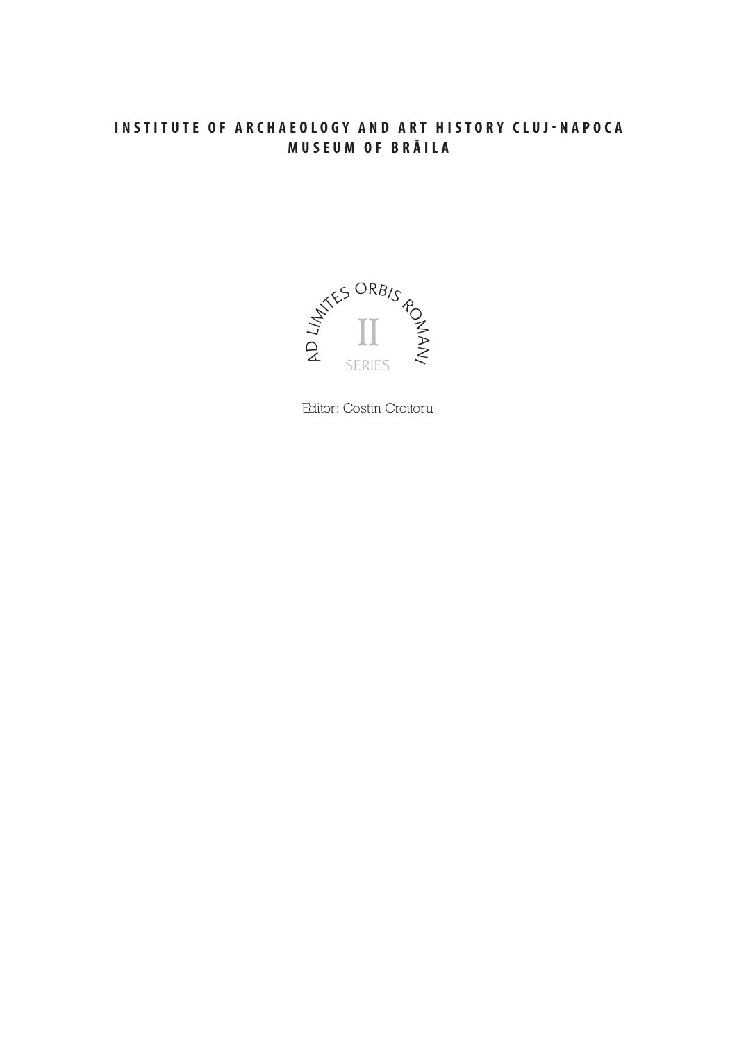**INSTITUTE OF ARCHAEOLOGY AND ART HISTORY CLUJ-NAPOCA**
**MUSEUM OF BRĂILA**

AD LIMITES ORBIS ROMANI

II

SERIES

Editor: Costin Croitoru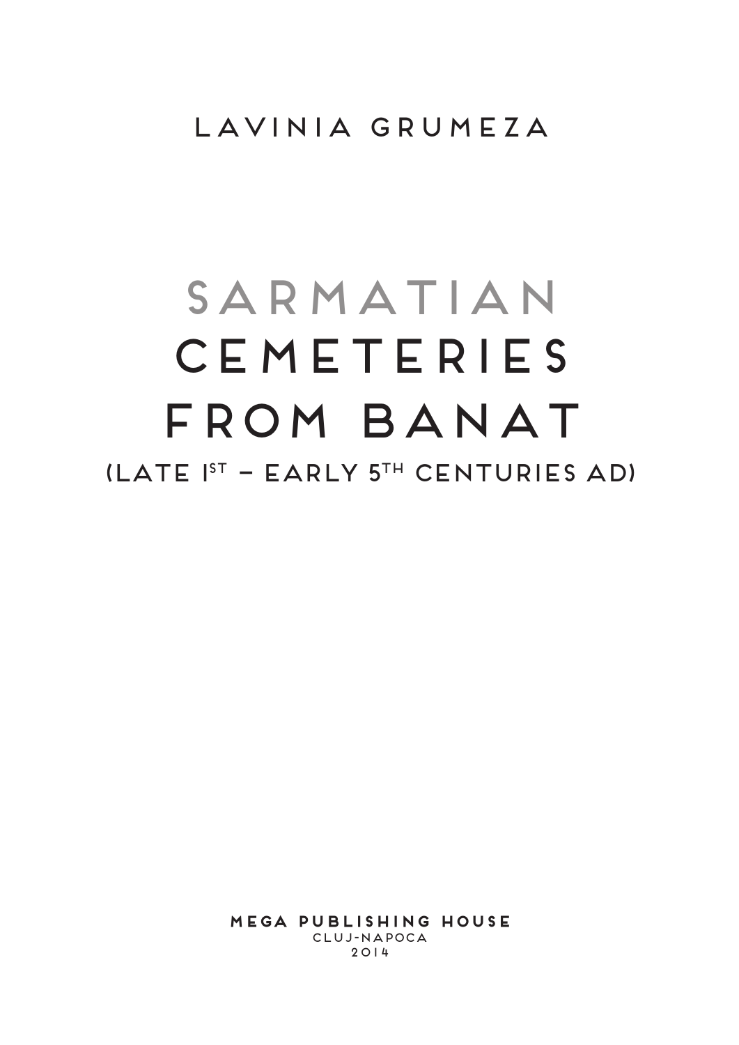LAVINIA GRUMEZA

# SARMATIAN CEMETERIES FROM BANAT

## (LATE I$^{st}$ – EARLY 5$^{th}$ CENTURIES AD)

**MEGA PUBLISHING HOUSE**
CLUJ-NAPOCA
2014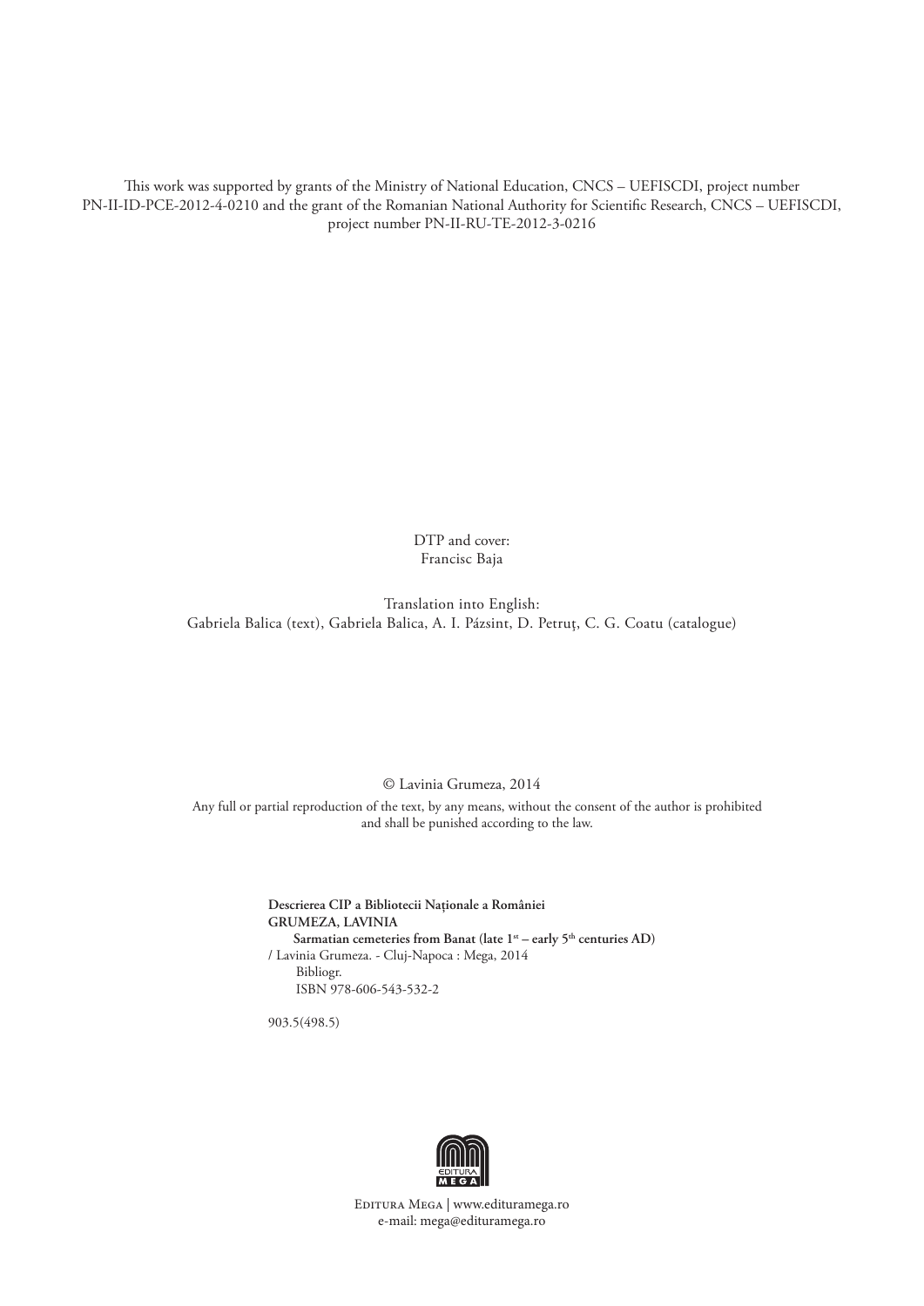This work was supported by grants of the Ministry of National Education, CNCS – UEFISCDI, project number PN-II-ID-PCE-2012-4-0210 and the grant of the Romanian National Authority for Scientific Research, CNCS – UEFISCDI, project number PN-II-RU-TE-2012-3-0216

DTP and cover:
Francisc Baja

Translation into English:
Gabriela Balica (text), Gabriela Balica, A. I. Pázsint, D. Petruţ, C. G. Coatu (catalogue)

© Lavinia Grumeza, 2014

Any full or partial reproduction of the text, by any means, without the consent of the author is prohibited and shall be punished according to the law.

**Descrierea CIP a Bibliotecii Naţionale a României**
**GRUMEZA, LAVINIA**
**Sarmatian cemeteries from Banat (late 1st – early 5th centuries AD)**
/ Lavinia Grumeza. - Cluj-Napoca : Mega, 2014
Bibliogr.
ISBN 978-606-543-532-2

903.5(498.5)

Editura Mega | www.edituramega.ro
e-mail: mega@edituramega.ro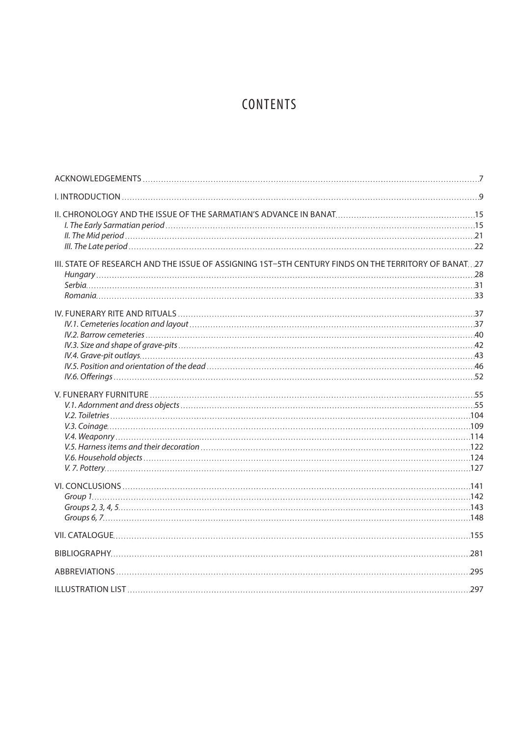# CONTENTS

ACKNOWLEDGEMENTS .......... 7

I. INTRODUCTION .......... 9

II. CHRONOLOGY AND THE ISSUE OF THE SARMATIAN'S ADVANCE IN BANAT .......... 15
- *I. The Early Sarmatian period* .......... 15
- *II. The Mid period* .......... 21
- *III. The Late period* .......... 22

III. STATE OF RESEARCH AND THE ISSUE OF ASSIGNING 1ST–5TH CENTURY FINDS ON THE TERRITORY OF BANAT .......... 27
- *Hungary* .......... 28
- *Serbia* .......... 31
- *Romania* .......... 33

IV. FUNERARY RITE AND RITUALS .......... 37
- *IV.1. Cemeteries location and layout* .......... 37
- *IV.2. Barrow cemeteries* .......... 40
- *IV.3. Size and shape of grave-pits* .......... 42
- *IV.4. Grave-pit outlays* .......... 43
- *IV.5. Position and orientation of the dead* .......... 46
- *IV.6. Offerings* .......... 52

V. FUNERARY FURNITURE .......... 55
- *V.1. Adornment and dress objects* .......... 55
- *V.2. Toiletries* .......... 104
- *V.3. Coinage* .......... 109
- *V.4. Weaponry* .......... 114
- *V.5. Harness items and their decoration* .......... 122
- *V.6. Household objects* .......... 124
- *V. 7. Pottery* .......... 127

VI. CONCLUSIONS .......... 141
- *Group 1* .......... 142
- *Groups 2, 3, 4, 5* .......... 143
- *Groups 6, 7* .......... 148

VII. CATALOGUE .......... 155

BIBLIOGRAPHY .......... 281

ABBREVIATIONS .......... 295

ILLUSTRATION LIST .......... 297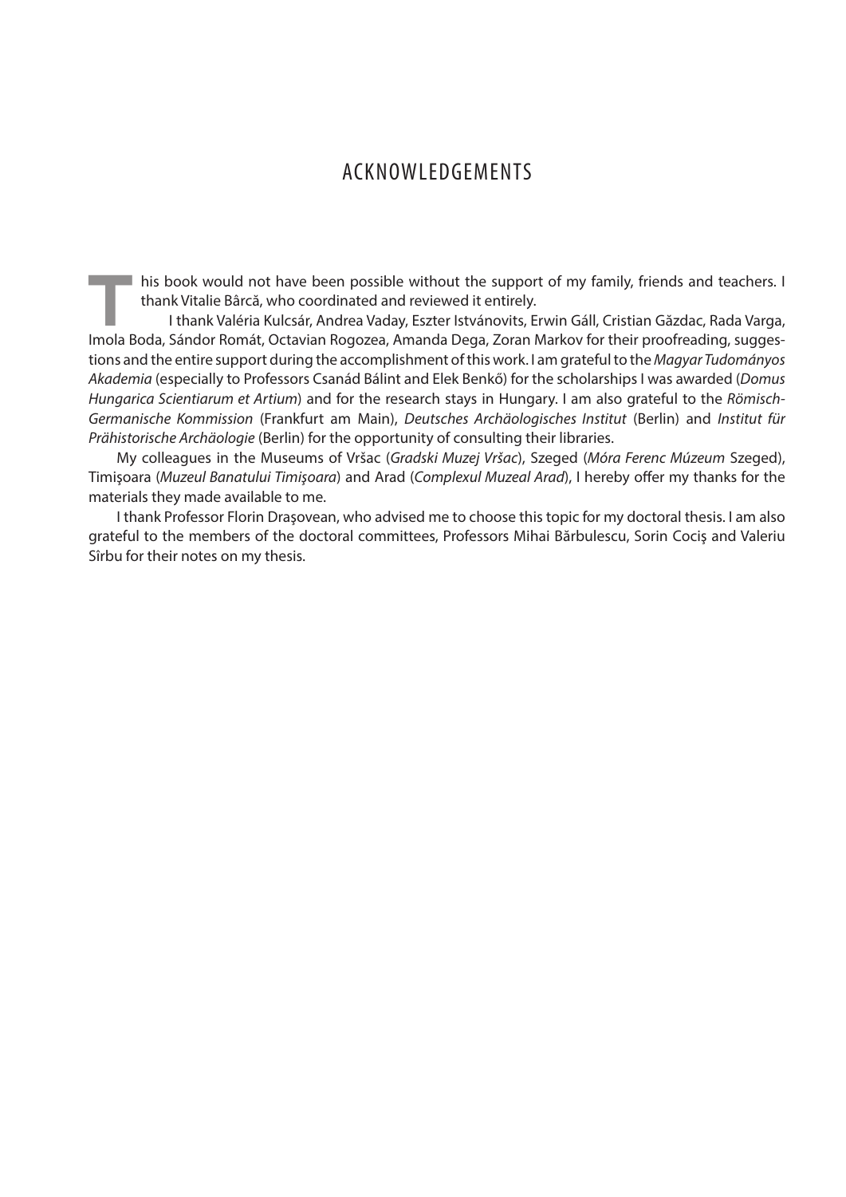# ACKNOWLEDGEMENTS

This book would not have been possible without the support of my family, friends and teachers. I thank Vitalie Bârcă, who coordinated and reviewed it entirely.

I thank Valéria Kulcsár, Andrea Vaday, Eszter Istvánovits, Erwin Gáll, Cristian Găzdac, Rada Varga, Imola Boda, Sándor Romát, Octavian Rogozea, Amanda Dega, Zoran Markov for their proofreading, suggestions and the entire support during the accomplishment of this work. I am grateful to the *Magyar Tudományos Akademia* (especially to Professors Csanád Bálint and Elek Benkő) for the scholarships I was awarded (*Domus Hungarica Scientiarum et Artium*) and for the research stays in Hungary. I am also grateful to the *Römisch-Germanische Kommission* (Frankfurt am Main), *Deutsches Archäologisches Institut* (Berlin) and *Institut für Prähistorische Archäologie* (Berlin) for the opportunity of consulting their libraries.

My colleagues in the Museums of Vršac (*Gradski Muzej Vršac*), Szeged (*Móra Ferenc Múzeum* Szeged), Timişoara (*Muzeul Banatului Timişoara*) and Arad (*Complexul Muzeal Arad*), I hereby offer my thanks for the materials they made available to me.

I thank Professor Florin Draşovean, who advised me to choose this topic for my doctoral thesis. I am also grateful to the members of the doctoral committees, Professors Mihai Bărbulescu, Sorin Cociş and Valeriu Sîrbu for their notes on my thesis.